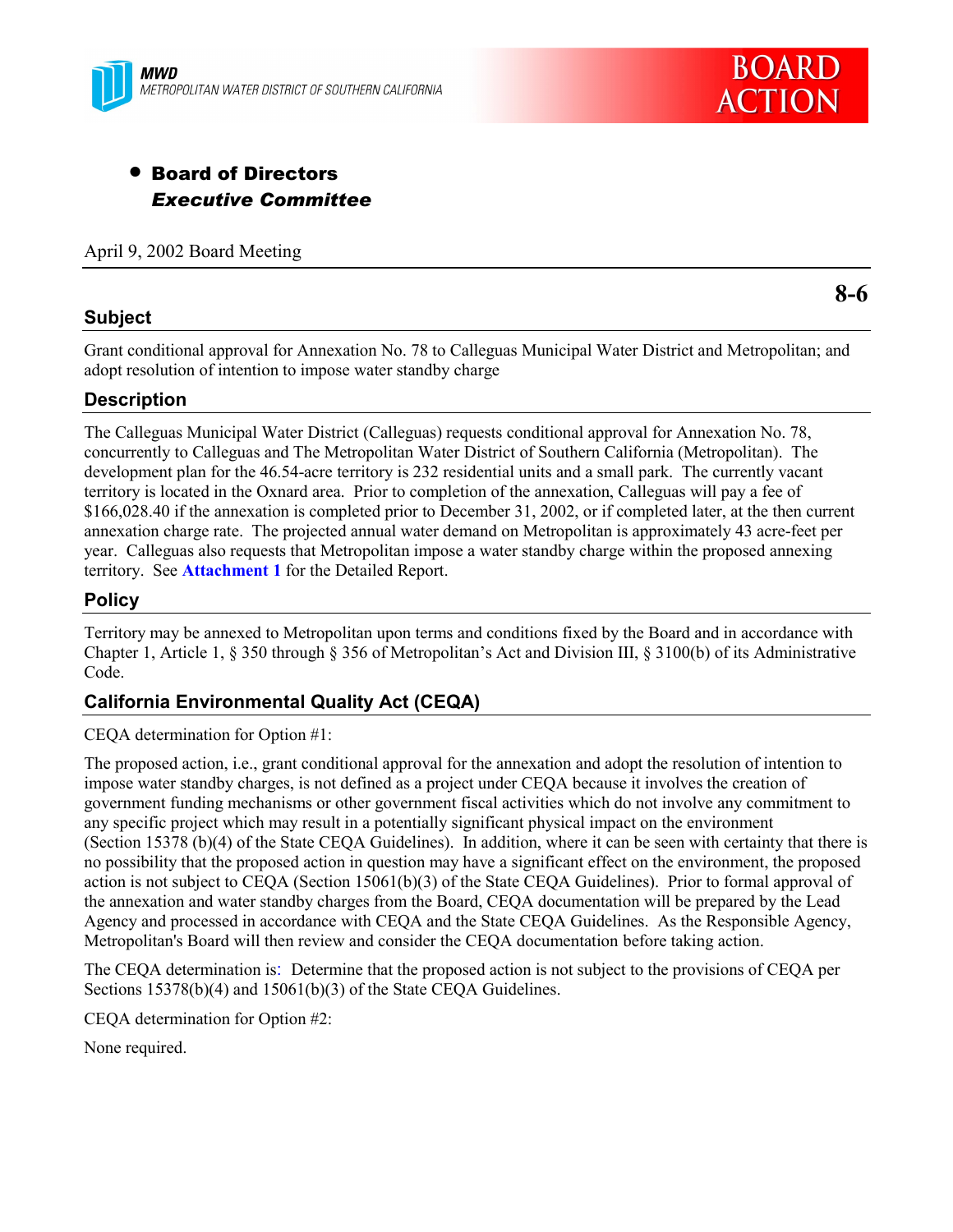MWD
METROPOLITAN WATER DISTRICT OF SOUTHERN CALIFORNIA

**BOARD ACTION**

- **Board of Directors**
  ***Executive Committee***

April 9, 2002 Board Meeting

**8-6**

## Subject

Grant conditional approval for Annexation No. 78 to Calleguas Municipal Water District and Metropolitan; and adopt resolution of intention to impose water standby charge

## Description

The Calleguas Municipal Water District (Calleguas) requests conditional approval for Annexation No. 78, concurrently to Calleguas and The Metropolitan Water District of Southern California (Metropolitan). The development plan for the 46.54-acre territory is 232 residential units and a small park. The currently vacant territory is located in the Oxnard area. Prior to completion of the annexation, Calleguas will pay a fee of $166,028.40 if the annexation is completed prior to December 31, 2002, or if completed later, at the then current annexation charge rate. The projected annual water demand on Metropolitan is approximately 43 acre-feet per year. Calleguas also requests that Metropolitan impose a water standby charge within the proposed annexing territory. See **Attachment 1** for the Detailed Report.

## Policy

Territory may be annexed to Metropolitan upon terms and conditions fixed by the Board and in accordance with Chapter 1, Article 1, § 350 through § 356 of Metropolitan's Act and Division III, § 3100(b) of its Administrative Code.

## California Environmental Quality Act (CEQA)

CEQA determination for Option #1:

The proposed action, i.e., grant conditional approval for the annexation and adopt the resolution of intention to impose water standby charges, is not defined as a project under CEQA because it involves the creation of government funding mechanisms or other government fiscal activities which do not involve any commitment to any specific project which may result in a potentially significant physical impact on the environment (Section 15378 (b)(4) of the State CEQA Guidelines). In addition, where it can be seen with certainty that there is no possibility that the proposed action in question may have a significant effect on the environment, the proposed action is not subject to CEQA (Section 15061(b)(3) of the State CEQA Guidelines). Prior to formal approval of the annexation and water standby charges from the Board, CEQA documentation will be prepared by the Lead Agency and processed in accordance with CEQA and the State CEQA Guidelines. As the Responsible Agency, Metropolitan's Board will then review and consider the CEQA documentation before taking action.

The CEQA determination is: Determine that the proposed action is not subject to the provisions of CEQA per Sections 15378(b)(4) and 15061(b)(3) of the State CEQA Guidelines.

CEQA determination for Option #2:

None required.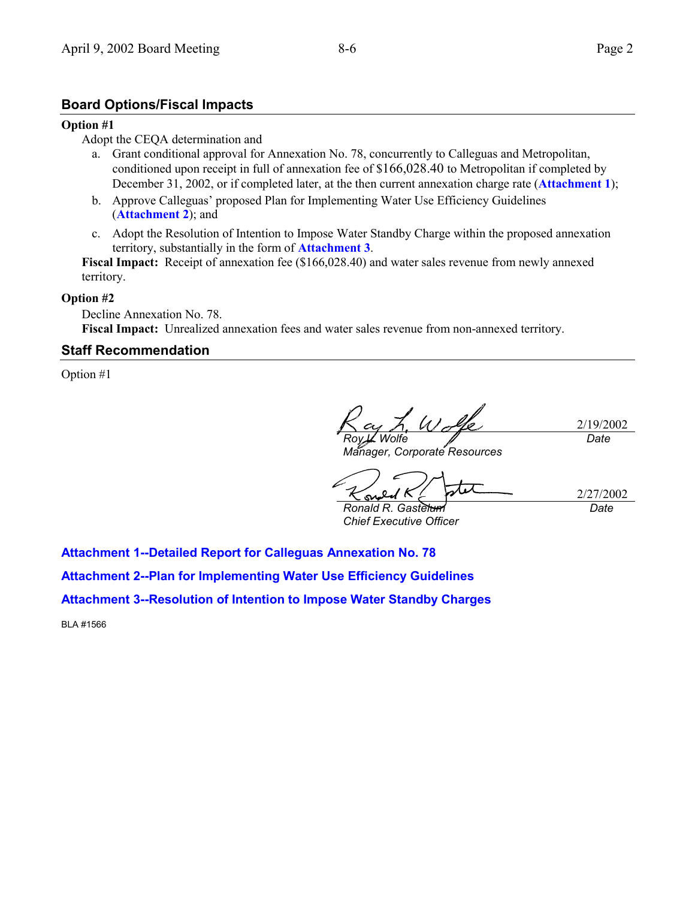## Board Options/Fiscal Impacts

**Option #1**

Adopt the CEQA determination and

a. Grant conditional approval for Annexation No. 78, concurrently to Calleguas and Metropolitan, conditioned upon receipt in full of annexation fee of $166,028.40 to Metropolitan if completed by December 31, 2002, or if completed later, at the then current annexation charge rate (**Attachment 1**);

b. Approve Calleguas' proposed Plan for Implementing Water Use Efficiency Guidelines (**Attachment 2**); and

c. Adopt the Resolution of Intention to Impose Water Standby Charge within the proposed annexation territory, substantially in the form of **Attachment 3**.

**Fiscal Impact:** Receipt of annexation fee ($166,028.40) and water sales revenue from newly annexed territory.

**Option #2**

Decline Annexation No. 78.

**Fiscal Impact:** Unrealized annexation fees and water sales revenue from non-annexed territory.

## Staff Recommendation

Option #1

| | |
|---|---|
| *Roy L. Wolfe*<br>*Manager, Corporate Resources* | 2/19/2002<br>*Date* |
| *Ronald R. Gastelum*<br>*Chief Executive Officer* | 2/27/2002<br>*Date* |

**Attachment 1--Detailed Report for Calleguas Annexation No. 78**

**Attachment 2--Plan for Implementing Water Use Efficiency Guidelines**

**Attachment 3--Resolution of Intention to Impose Water Standby Charges**

BLA #1566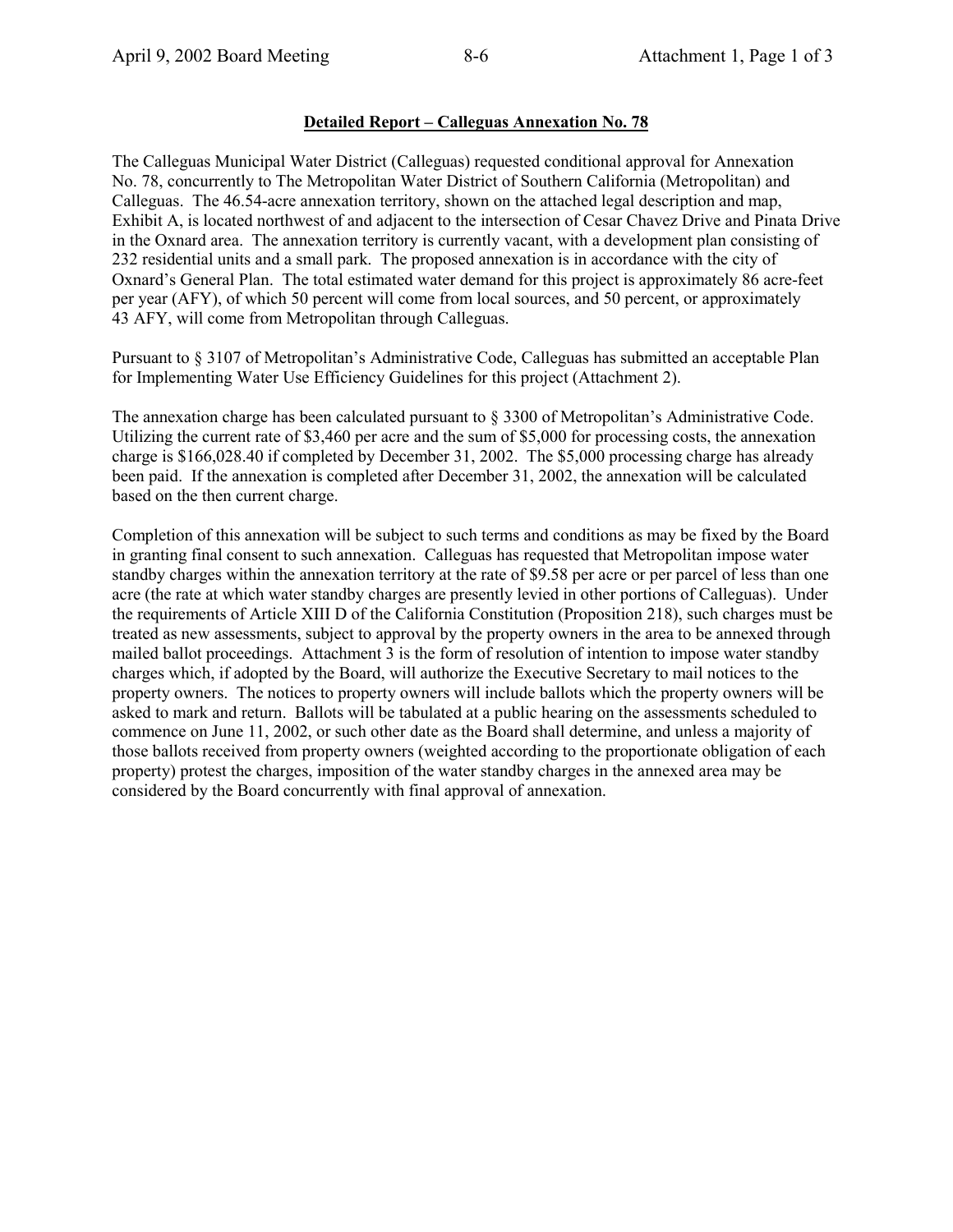## Detailed Report – Calleguas Annexation No. 78

The Calleguas Municipal Water District (Calleguas) requested conditional approval for Annexation No. 78, concurrently to The Metropolitan Water District of Southern California (Metropolitan) and Calleguas. The 46.54-acre annexation territory, shown on the attached legal description and map, Exhibit A, is located northwest of and adjacent to the intersection of Cesar Chavez Drive and Pinata Drive in the Oxnard area. The annexation territory is currently vacant, with a development plan consisting of 232 residential units and a small park. The proposed annexation is in accordance with the city of Oxnard's General Plan. The total estimated water demand for this project is approximately 86 acre-feet per year (AFY), of which 50 percent will come from local sources, and 50 percent, or approximately 43 AFY, will come from Metropolitan through Calleguas.

Pursuant to § 3107 of Metropolitan's Administrative Code, Calleguas has submitted an acceptable Plan for Implementing Water Use Efficiency Guidelines for this project (Attachment 2).

The annexation charge has been calculated pursuant to § 3300 of Metropolitan's Administrative Code. Utilizing the current rate of $3,460 per acre and the sum of $5,000 for processing costs, the annexation charge is $166,028.40 if completed by December 31, 2002. The $5,000 processing charge has already been paid. If the annexation is completed after December 31, 2002, the annexation will be calculated based on the then current charge.

Completion of this annexation will be subject to such terms and conditions as may be fixed by the Board in granting final consent to such annexation. Calleguas has requested that Metropolitan impose water standby charges within the annexation territory at the rate of $9.58 per acre or per parcel of less than one acre (the rate at which water standby charges are presently levied in other portions of Calleguas). Under the requirements of Article XIII D of the California Constitution (Proposition 218), such charges must be treated as new assessments, subject to approval by the property owners in the area to be annexed through mailed ballot proceedings. Attachment 3 is the form of resolution of intention to impose water standby charges which, if adopted by the Board, will authorize the Executive Secretary to mail notices to the property owners. The notices to property owners will include ballots which the property owners will be asked to mark and return. Ballots will be tabulated at a public hearing on the assessments scheduled to commence on June 11, 2002, or such other date as the Board shall determine, and unless a majority of those ballots received from property owners (weighted according to the proportionate obligation of each property) protest the charges, imposition of the water standby charges in the annexed area may be considered by the Board concurrently with final approval of annexation.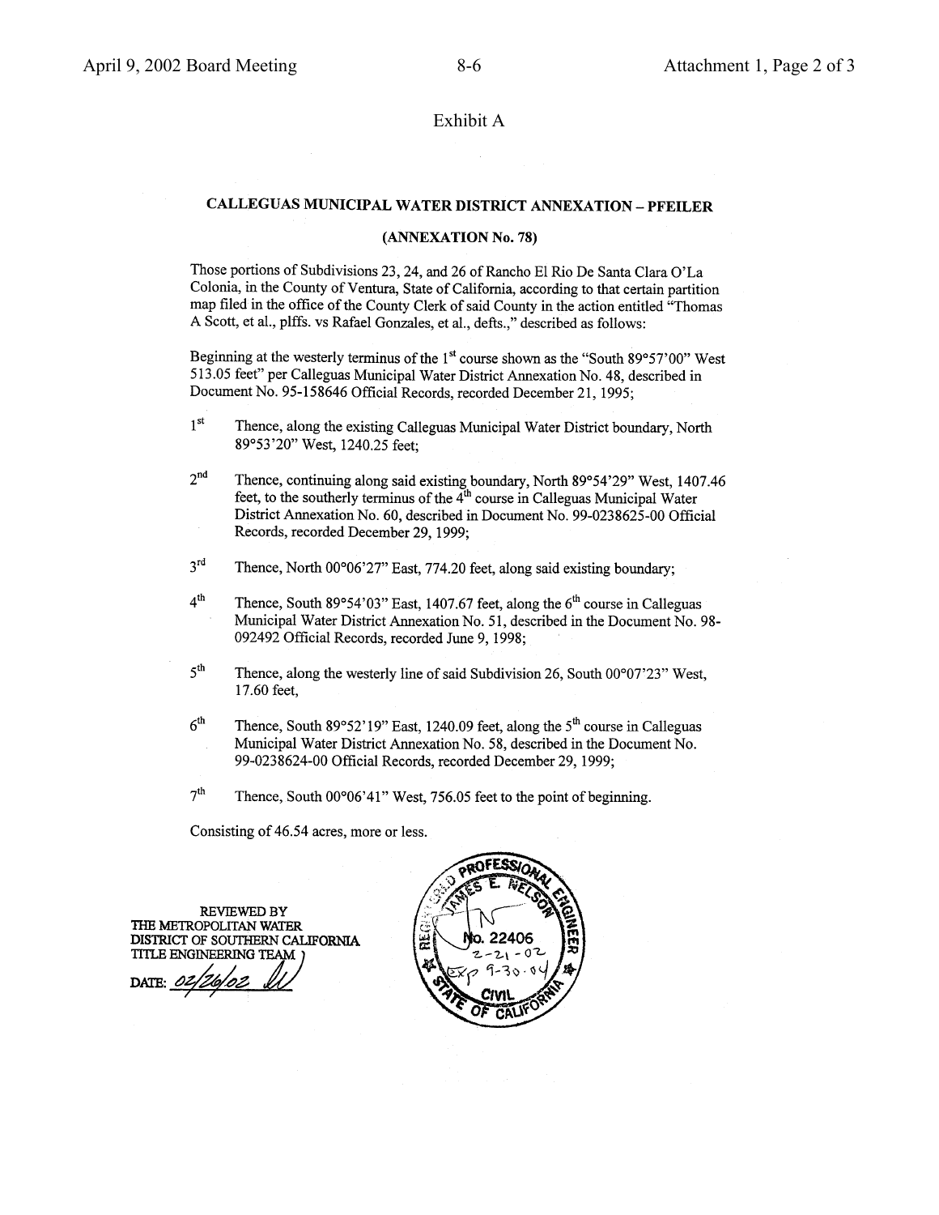# Exhibit A

## CALLEGUAS MUNICIPAL WATER DISTRICT ANNEXATION – PFEILER

### (ANNEXATION No. 78)

Those portions of Subdivisions 23, 24, and 26 of Rancho El Rio De Santa Clara O'La Colonia, in the County of Ventura, State of California, according to that certain partition map filed in the office of the County Clerk of said County in the action entitled "Thomas A Scott, et al., plffs. vs Rafael Gonzales, et al., defts.," described as follows:

Beginning at the westerly terminus of the 1st course shown as the "South 89°57'00" West 513.05 feet" per Calleguas Municipal Water District Annexation No. 48, described in Document No. 95-158646 Official Records, recorded December 21, 1995;

1st Thence, along the existing Calleguas Municipal Water District boundary, North 89°53'20" West, 1240.25 feet;

2nd Thence, continuing along said existing boundary, North 89°54'29" West, 1407.46 feet, to the southerly terminus of the 4th course in Calleguas Municipal Water District Annexation No. 60, described in Document No. 99-0238625-00 Official Records, recorded December 29, 1999;

3rd Thence, North 00°06'27" East, 774.20 feet, along said existing boundary;

4th Thence, South 89°54'03" East, 1407.67 feet, along the 6th course in Calleguas Municipal Water District Annexation No. 51, described in the Document No. 98-092492 Official Records, recorded June 9, 1998;

5th Thence, along the westerly line of said Subdivision 26, South 00°07'23" West, 17.60 feet,

6th Thence, South 89°52'19" East, 1240.09 feet, along the 5th course in Calleguas Municipal Water District Annexation No. 58, described in the Document No. 99-0238624-00 Official Records, recorded December 29, 1999;

7th Thence, South 00°06'41" West, 756.05 feet to the point of beginning.

Consisting of 46.54 acres, more or less.

REVIEWED BY
THE METROPOLITAN WATER
DISTRICT OF SOUTHERN CALIFORNIA
TITLE ENGINEERING TEAM
DATE: 02/26/02

REGISTERED PROFESSIONAL ENGINEER
JAMES E. NELSON
No. 22406
2-21-02
EXP 9-30-04
CIVIL
STATE OF CALIFORNIA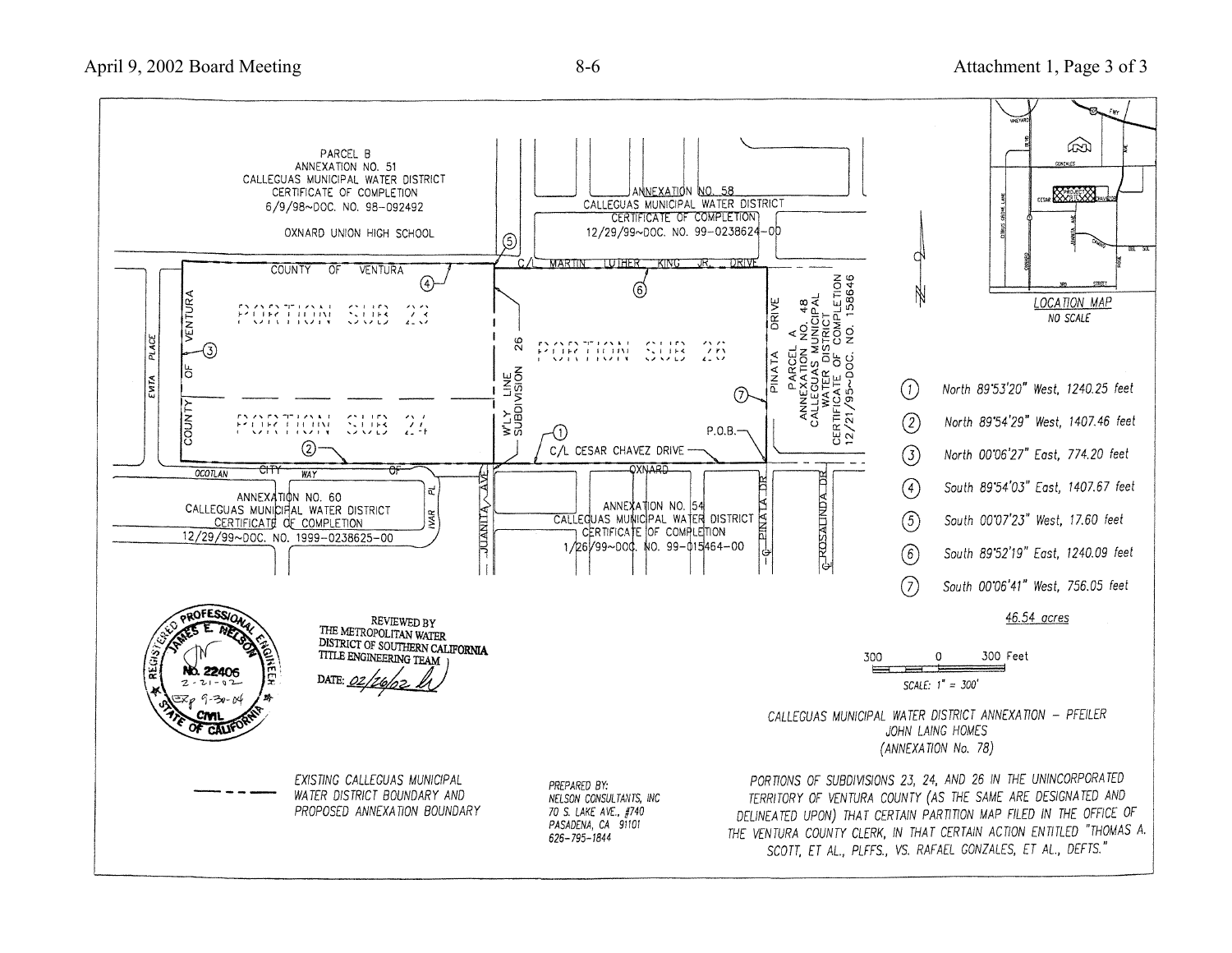PARCEL B
ANNEXATION NO. 51
CALLEGUAS MUNICIPAL WATER DISTRICT
CERTIFICATE OF COMPLETION
6/9/98~DOC. NO. 98-092492

OXNARD UNION HIGH SCHOOL

ANNEXATION NO. 58
CALLEGUAS MUNICIPAL WATER DISTRICT
CERTIFICATE OF COMPLETION
12/29/99~DOC. NO. 99-0238624-00

C/L MARTIN LUTHER KING JR. DRIVE

COUNTY OF VENTURA

PORTION SUB 23

PORTION SUB 24

PORTION SUB 26

W'LY LINE SUBDIVISION 26

COUNTY OF VENTURA

EVITA PLACE

PINATA DRIVE

PARCEL A
ANNEXATION NO. 48
CALLEGUAS MUNICIPAL
WATER DISTRICT
CERTIFICATE OF COMPLETION
12/21/95~DOC. NO. 158646

P.O.B.

C/L CESAR CHAVEZ DRIVE

OCOTLAN

CITY OF OXNARD

WAY

IVAR PL

JUANITA AVE

PINATA DR

ROSALINDA DR

ANNEXATION NO. 60
CALLEGUAS MUNICIPAL WATER DISTRICT
CERTIFICATE OF COMPLETION
12/29/99~DOC. NO. 1999-0238625-00

ANNEXATION NO. 54
CALLEGUAS MUNICIPAL WATER DISTRICT
CERTIFICATE OF COMPLETION
1/26/99~DOC. NO. 99-015464-00

LOCATION MAP
NO SCALE

1. North 89°53'20" West, 1240.25 feet
2. North 89°54'29" West, 1407.46 feet
3. North 00°06'27" East, 774.20 feet
4. South 89°54'03" East, 1407.67 feet
5. South 00°07'23" West, 17.60 feet
6. South 89°52'19" East, 1240.09 feet
7. South 00°06'41" West, 756.05 feet

46.54 acres

REGISTERED PROFESSIONAL ENGINEER
JAMES E. NELSON
No. 22406
2-21-02
Exp 9-30-04
CIVIL
STATE OF CALIFORNIA

REVIEWED BY
THE METROPOLITAN WATER
DISTRICT OF SOUTHERN CALIFORNIA
TITLE ENGINEERING TEAM
DATE: 02/26/02

300 0 300 Feet
SCALE: 1" = 300'

CALLEGUAS MUNICIPAL WATER DISTRICT ANNEXATION – PFEILER
JOHN LAING HOMES
(ANNEXATION No. 78)

EXISTING CALLEGUAS MUNICIPAL WATER DISTRICT BOUNDARY AND PROPOSED ANNEXATION BOUNDARY

PREPARED BY:
NELSON CONSULTANTS, INC
70 S. LAKE AVE., #740
PASADENA, CA 91101
626-795-1844

PORTIONS OF SUBDIVISIONS 23, 24, AND 26 IN THE UNINCORPORATED TERRITORY OF VENTURA COUNTY (AS THE SAME ARE DESIGNATED AND DELINEATED UPON) THAT CERTAIN PARTITION MAP FILED IN THE OFFICE OF THE VENTURA COUNTY CLERK, IN THAT CERTAIN ACTION ENTITLED "THOMAS A. SCOTT, ET AL., PLFFS., VS. RAFAEL GONZALES, ET AL., DEFTS."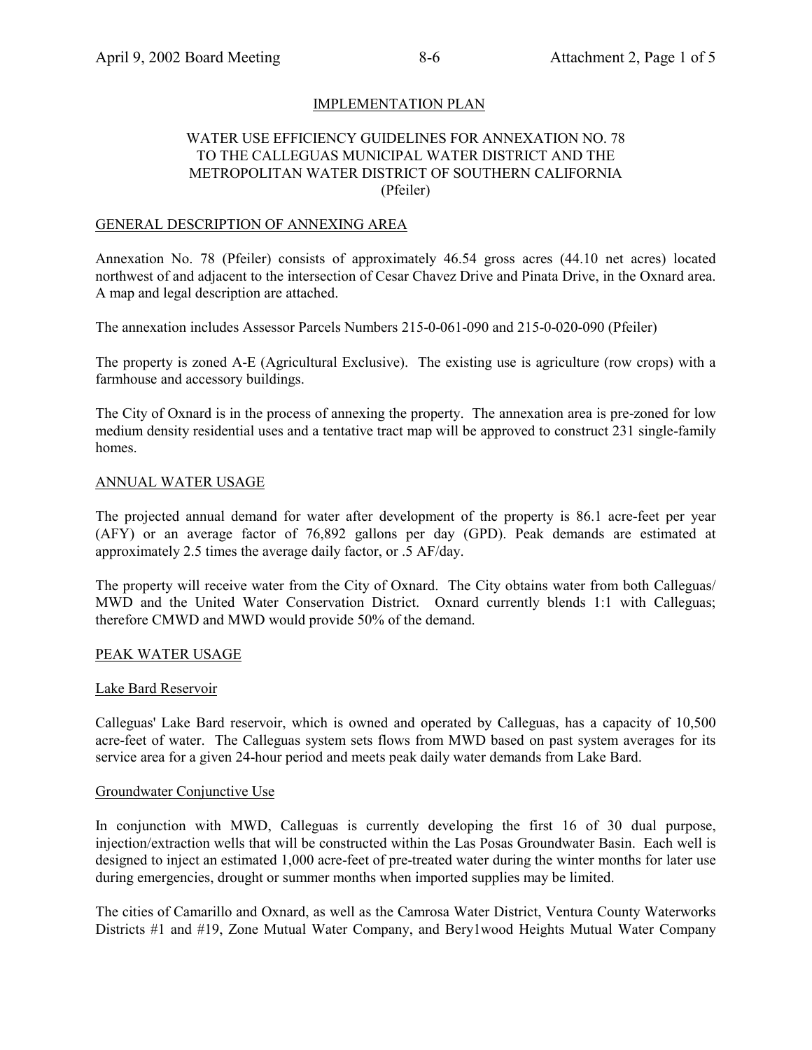IMPLEMENTATION PLAN

WATER USE EFFICIENCY GUIDELINES FOR ANNEXATION NO. 78 TO THE CALLEGUAS MUNICIPAL WATER DISTRICT AND THE METROPOLITAN WATER DISTRICT OF SOUTHERN CALIFORNIA (Pfeiler)

## GENERAL DESCRIPTION OF ANNEXING AREA

Annexation No. 78 (Pfeiler) consists of approximately 46.54 gross acres (44.10 net acres) located northwest of and adjacent to the intersection of Cesar Chavez Drive and Pinata Drive, in the Oxnard area. A map and legal description are attached.

The annexation includes Assessor Parcels Numbers 215-0-061-090 and 215-0-020-090 (Pfeiler)

The property is zoned A-E (Agricultural Exclusive). The existing use is agriculture (row crops) with a farmhouse and accessory buildings.

The City of Oxnard is in the process of annexing the property. The annexation area is pre-zoned for low medium density residential uses and a tentative tract map will be approved to construct 231 single-family homes.

## ANNUAL WATER USAGE

The projected annual demand for water after development of the property is 86.1 acre-feet per year (AFY) or an average factor of 76,892 gallons per day (GPD). Peak demands are estimated at approximately 2.5 times the average daily factor, or .5 AF/day.

The property will receive water from the City of Oxnard. The City obtains water from both Calleguas/ MWD and the United Water Conservation District. Oxnard currently blends 1:1 with Calleguas; therefore CMWD and MWD would provide 50% of the demand.

## PEAK WATER USAGE

### Lake Bard Reservoir

Calleguas' Lake Bard reservoir, which is owned and operated by Calleguas, has a capacity of 10,500 acre-feet of water. The Calleguas system sets flows from MWD based on past system averages for its service area for a given 24-hour period and meets peak daily water demands from Lake Bard.

### Groundwater Conjunctive Use

In conjunction with MWD, Calleguas is currently developing the first 16 of 30 dual purpose, injection/extraction wells that will be constructed within the Las Posas Groundwater Basin. Each well is designed to inject an estimated 1,000 acre-feet of pre-treated water during the winter months for later use during emergencies, drought or summer months when imported supplies may be limited.

The cities of Camarillo and Oxnard, as well as the Camrosa Water District, Ventura County Waterworks Districts #1 and #19, Zone Mutual Water Company, and Bery1wood Heights Mutual Water Company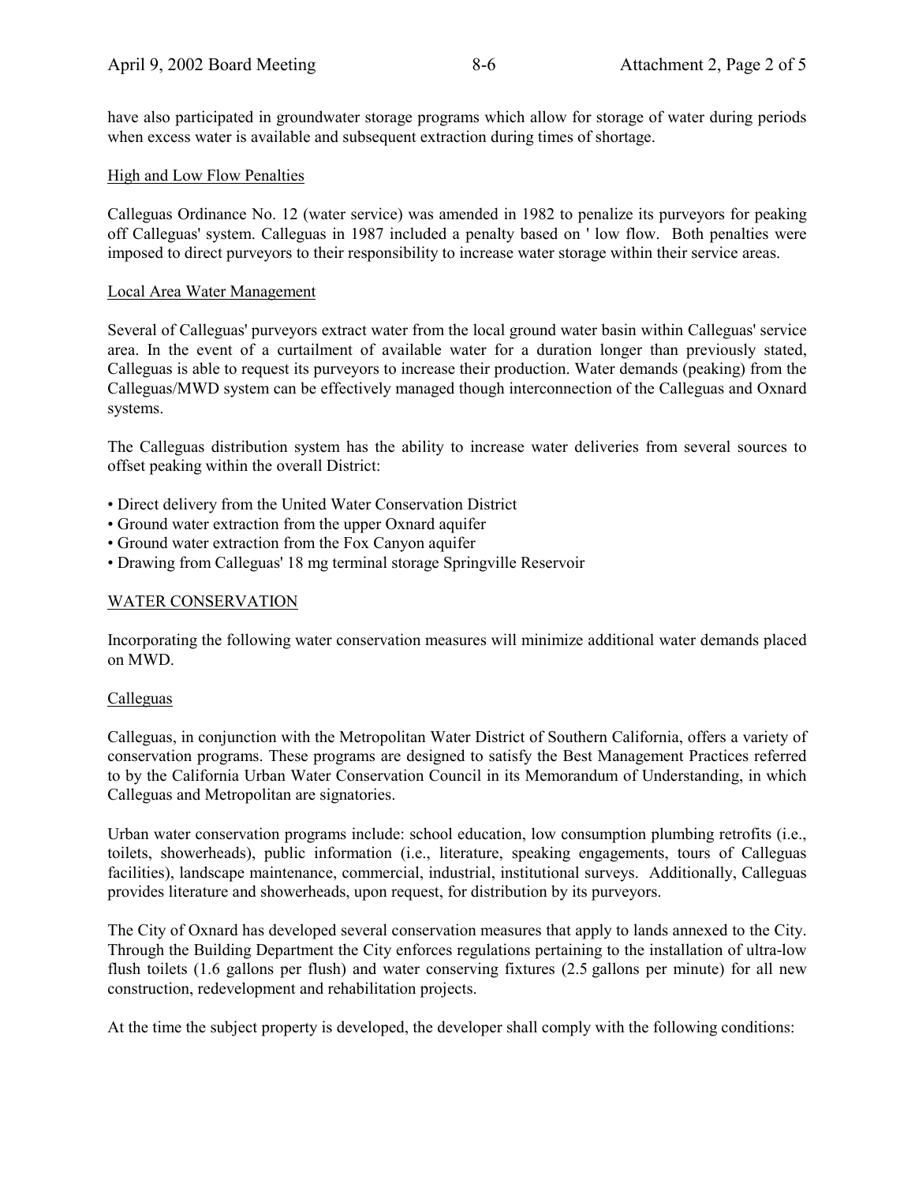have also participated in groundwater storage programs which allow for storage of water during periods when excess water is available and subsequent extraction during times of shortage.

High and Low Flow Penalties

Calleguas Ordinance No. 12 (water service) was amended in 1982 to penalize its purveyors for peaking off Calleguas' system. Calleguas in 1987 included a penalty based on ' low flow. Both penalties were imposed to direct purveyors to their responsibility to increase water storage within their service areas.

Local Area Water Management

Several of Calleguas' purveyors extract water from the local ground water basin within Calleguas' service area. In the event of a curtailment of available water for a duration longer than previously stated, Calleguas is able to request its purveyors to increase their production. Water demands (peaking) from the Calleguas/MWD system can be effectively managed though interconnection of the Calleguas and Oxnard systems.

The Calleguas distribution system has the ability to increase water deliveries from several sources to offset peaking within the overall District:

- Direct delivery from the United Water Conservation District
- Ground water extraction from the upper Oxnard aquifer
- Ground water extraction from the Fox Canyon aquifer
- Drawing from Calleguas' 18 mg terminal storage Springville Reservoir

WATER CONSERVATION

Incorporating the following water conservation measures will minimize additional water demands placed on MWD.

Calleguas

Calleguas, in conjunction with the Metropolitan Water District of Southern California, offers a variety of conservation programs. These programs are designed to satisfy the Best Management Practices referred to by the California Urban Water Conservation Council in its Memorandum of Understanding, in which Calleguas and Metropolitan are signatories.

Urban water conservation programs include: school education, low consumption plumbing retrofits (i.e., toilets, showerheads), public information (i.e., literature, speaking engagements, tours of Calleguas facilities), landscape maintenance, commercial, industrial, institutional surveys. Additionally, Calleguas provides literature and showerheads, upon request, for distribution by its purveyors.

The City of Oxnard has developed several conservation measures that apply to lands annexed to the City. Through the Building Department the City enforces regulations pertaining to the installation of ultra-low flush toilets (1.6 gallons per flush) and water conserving fixtures (2.5 gallons per minute) for all new construction, redevelopment and rehabilitation projects.

At the time the subject property is developed, the developer shall comply with the following conditions: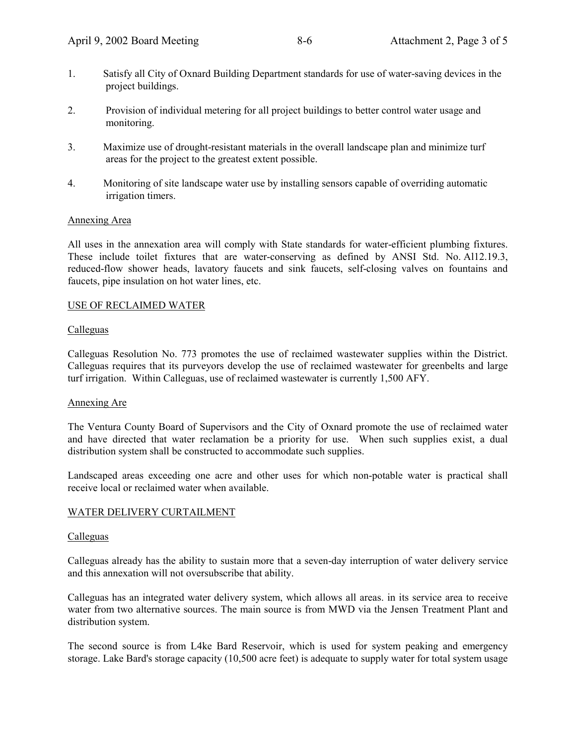1. Satisfy all City of Oxnard Building Department standards for use of water-saving devices in the project buildings.

2. Provision of individual metering for all project buildings to better control water usage and monitoring.

3. Maximize use of drought-resistant materials in the overall landscape plan and minimize turf areas for the project to the greatest extent possible.

4. Monitoring of site landscape water use by installing sensors capable of overriding automatic irrigation timers.

Annexing Area

All uses in the annexation area will comply with State standards for water-efficient plumbing fixtures. These include toilet fixtures that are water-conserving as defined by ANSI Std. No. Al12.19.3, reduced-flow shower heads, lavatory faucets and sink faucets, self-closing valves on fountains and faucets, pipe insulation on hot water lines, etc.

USE OF RECLAIMED WATER

Calleguas

Calleguas Resolution No. 773 promotes the use of reclaimed wastewater supplies within the District. Calleguas requires that its purveyors develop the use of reclaimed wastewater for greenbelts and large turf irrigation. Within Calleguas, use of reclaimed wastewater is currently 1,500 AFY.

Annexing Are

The Ventura County Board of Supervisors and the City of Oxnard promote the use of reclaimed water and have directed that water reclamation be a priority for use. When such supplies exist, a dual distribution system shall be constructed to accommodate such supplies.

Landscaped areas exceeding one acre and other uses for which non-potable water is practical shall receive local or reclaimed water when available.

WATER DELIVERY CURTAILMENT

Calleguas

Calleguas already has the ability to sustain more that a seven-day interruption of water delivery service and this annexation will not oversubscribe that ability.

Calleguas has an integrated water delivery system, which allows all areas. in its service area to receive water from two alternative sources. The main source is from MWD via the Jensen Treatment Plant and distribution system.

The second source is from L4ke Bard Reservoir, which is used for system peaking and emergency storage. Lake Bard's storage capacity (10,500 acre feet) is adequate to supply water for total system usage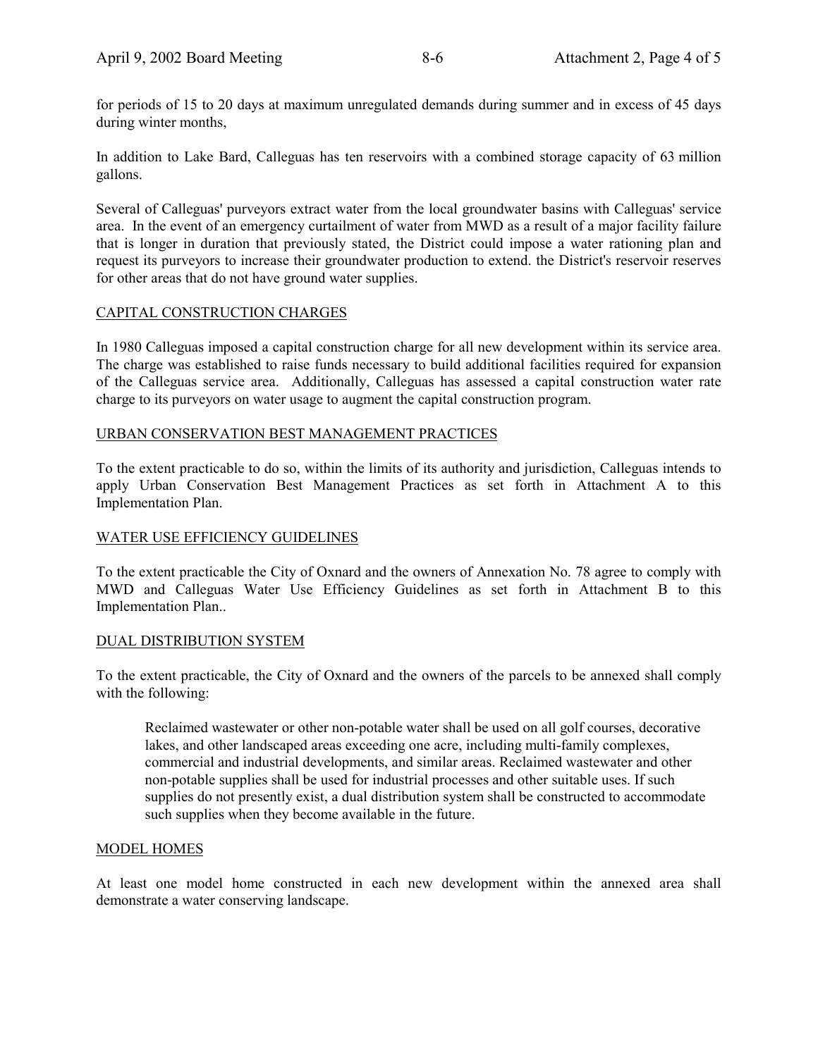for periods of 15 to 20 days at maximum unregulated demands during summer and in excess of 45 days during winter months,

In addition to Lake Bard, Calleguas has ten reservoirs with a combined storage capacity of 63 million gallons.

Several of Calleguas' purveyors extract water from the local groundwater basins with Calleguas' service area. In the event of an emergency curtailment of water from MWD as a result of a major facility failure that is longer in duration that previously stated, the District could impose a water rationing plan and request its purveyors to increase their groundwater production to extend. the District's reservoir reserves for other areas that do not have ground water supplies.

## CAPITAL CONSTRUCTION CHARGES

In 1980 Calleguas imposed a capital construction charge for all new development within its service area. The charge was established to raise funds necessary to build additional facilities required for expansion of the Calleguas service area. Additionally, Calleguas has assessed a capital construction water rate charge to its purveyors on water usage to augment the capital construction program.

## URBAN CONSERVATION BEST MANAGEMENT PRACTICES

To the extent practicable to do so, within the limits of its authority and jurisdiction, Calleguas intends to apply Urban Conservation Best Management Practices as set forth in Attachment A to this Implementation Plan.

## WATER USE EFFICIENCY GUIDELINES

To the extent practicable the City of Oxnard and the owners of Annexation No. 78 agree to comply with MWD and Calleguas Water Use Efficiency Guidelines as set forth in Attachment B to this Implementation Plan..

## DUAL DISTRIBUTION SYSTEM

To the extent practicable, the City of Oxnard and the owners of the parcels to be annexed shall comply with the following:

> Reclaimed wastewater or other non-potable water shall be used on all golf courses, decorative lakes, and other landscaped areas exceeding one acre, including multi-family complexes, commercial and industrial developments, and similar areas. Reclaimed wastewater and other non-potable supplies shall be used for industrial processes and other suitable uses. If such supplies do not presently exist, a dual distribution system shall be constructed to accommodate such supplies when they become available in the future.

## MODEL HOMES

At least one model home constructed in each new development within the annexed area shall demonstrate a water conserving landscape.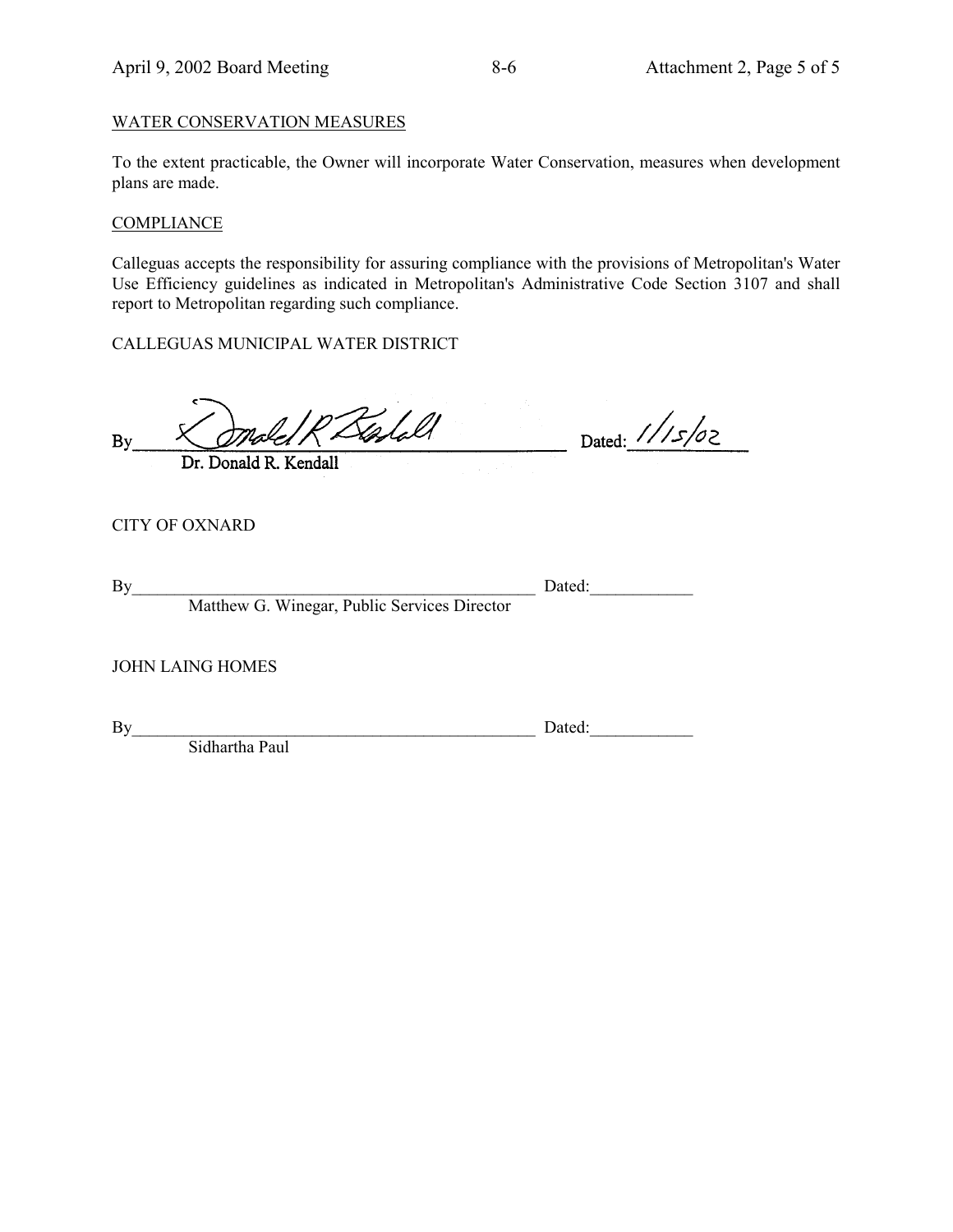WATER CONSERVATION MEASURES

To the extent practicable, the Owner will incorporate Water Conservation, measures when development plans are made.

COMPLIANCE

Calleguas accepts the responsibility for assuring compliance with the provisions of Metropolitan's Water Use Efficiency guidelines as indicated in Metropolitan's Administrative Code Section 3107 and shall report to Metropolitan regarding such compliance.

CALLEGUAS MUNICIPAL WATER DISTRICT

By Donald R Kendall Dated: 1/15/02
Dr. Donald R. Kendall

CITY OF OXNARD

By_______________________________________ Dated:____________
Matthew G. Winegar, Public Services Director

JOHN LAING HOMES

By_______________________________________ Dated:____________
Sidhartha Paul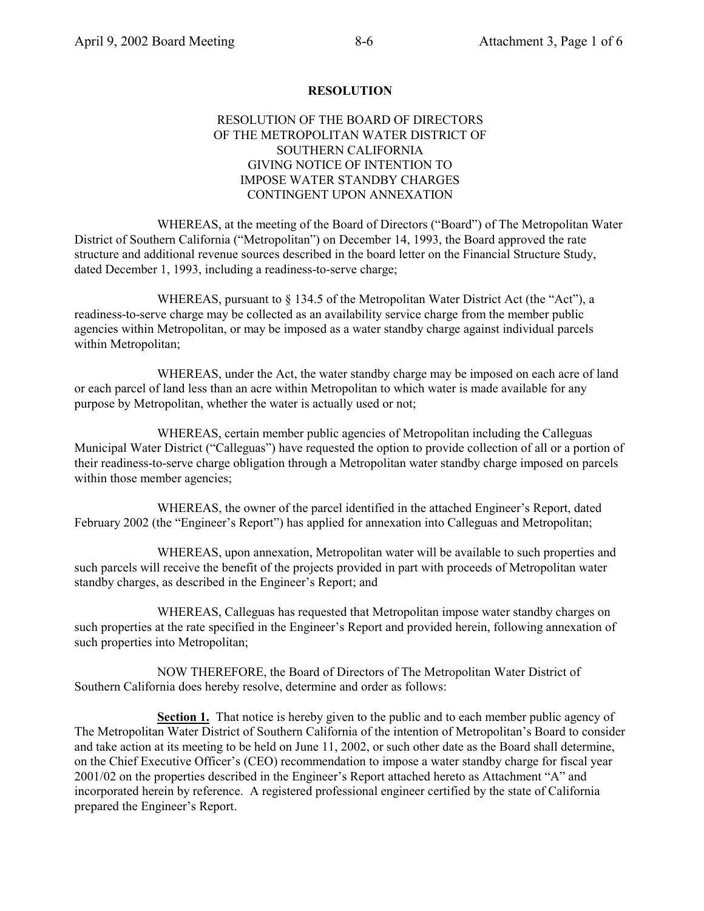**RESOLUTION**

RESOLUTION OF THE BOARD OF DIRECTORS
OF THE METROPOLITAN WATER DISTRICT OF
SOUTHERN CALIFORNIA
GIVING NOTICE OF INTENTION TO
IMPOSE WATER STANDBY CHARGES
CONTINGENT UPON ANNEXATION

WHEREAS, at the meeting of the Board of Directors ("Board") of The Metropolitan Water District of Southern California ("Metropolitan") on December 14, 1993, the Board approved the rate structure and additional revenue sources described in the board letter on the Financial Structure Study, dated December 1, 1993, including a readiness-to-serve charge;

WHEREAS, pursuant to § 134.5 of the Metropolitan Water District Act (the "Act"), a readiness-to-serve charge may be collected as an availability service charge from the member public agencies within Metropolitan, or may be imposed as a water standby charge against individual parcels within Metropolitan;

WHEREAS, under the Act, the water standby charge may be imposed on each acre of land or each parcel of land less than an acre within Metropolitan to which water is made available for any purpose by Metropolitan, whether the water is actually used or not;

WHEREAS, certain member public agencies of Metropolitan including the Calleguas Municipal Water District ("Calleguas") have requested the option to provide collection of all or a portion of their readiness-to-serve charge obligation through a Metropolitan water standby charge imposed on parcels within those member agencies;

WHEREAS, the owner of the parcel identified in the attached Engineer's Report, dated February 2002 (the "Engineer's Report") has applied for annexation into Calleguas and Metropolitan;

WHEREAS, upon annexation, Metropolitan water will be available to such properties and such parcels will receive the benefit of the projects provided in part with proceeds of Metropolitan water standby charges, as described in the Engineer's Report; and

WHEREAS, Calleguas has requested that Metropolitan impose water standby charges on such properties at the rate specified in the Engineer's Report and provided herein, following annexation of such properties into Metropolitan;

NOW THEREFORE, the Board of Directors of The Metropolitan Water District of Southern California does hereby resolve, determine and order as follows:

**Section 1.** That notice is hereby given to the public and to each member public agency of The Metropolitan Water District of Southern California of the intention of Metropolitan's Board to consider and take action at its meeting to be held on June 11, 2002, or such other date as the Board shall determine, on the Chief Executive Officer's (CEO) recommendation to impose a water standby charge for fiscal year 2001/02 on the properties described in the Engineer's Report attached hereto as Attachment "A" and incorporated herein by reference. A registered professional engineer certified by the state of California prepared the Engineer's Report.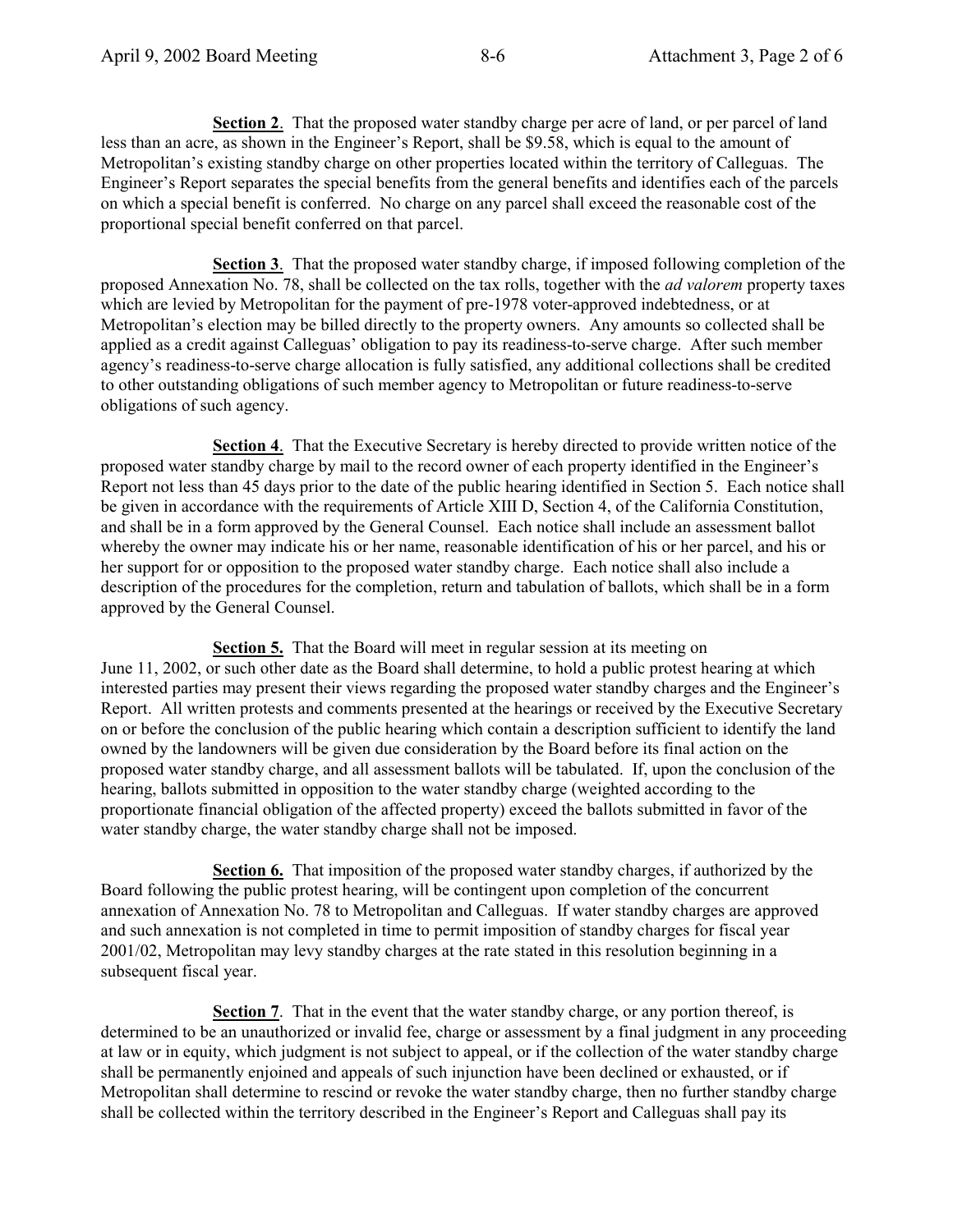**Section 2**. That the proposed water standby charge per acre of land, or per parcel of land less than an acre, as shown in the Engineer's Report, shall be $9.58, which is equal to the amount of Metropolitan's existing standby charge on other properties located within the territory of Calleguas. The Engineer's Report separates the special benefits from the general benefits and identifies each of the parcels on which a special benefit is conferred. No charge on any parcel shall exceed the reasonable cost of the proportional special benefit conferred on that parcel.

**Section 3**. That the proposed water standby charge, if imposed following completion of the proposed Annexation No. 78, shall be collected on the tax rolls, together with the *ad valorem* property taxes which are levied by Metropolitan for the payment of pre-1978 voter-approved indebtedness, or at Metropolitan's election may be billed directly to the property owners. Any amounts so collected shall be applied as a credit against Calleguas' obligation to pay its readiness-to-serve charge. After such member agency's readiness-to-serve charge allocation is fully satisfied, any additional collections shall be credited to other outstanding obligations of such member agency to Metropolitan or future readiness-to-serve obligations of such agency.

**Section 4**. That the Executive Secretary is hereby directed to provide written notice of the proposed water standby charge by mail to the record owner of each property identified in the Engineer's Report not less than 45 days prior to the date of the public hearing identified in Section 5. Each notice shall be given in accordance with the requirements of Article XIII D, Section 4, of the California Constitution, and shall be in a form approved by the General Counsel. Each notice shall include an assessment ballot whereby the owner may indicate his or her name, reasonable identification of his or her parcel, and his or her support for or opposition to the proposed water standby charge. Each notice shall also include a description of the procedures for the completion, return and tabulation of ballots, which shall be in a form approved by the General Counsel.

**Section 5.** That the Board will meet in regular session at its meeting on June 11, 2002, or such other date as the Board shall determine, to hold a public protest hearing at which interested parties may present their views regarding the proposed water standby charges and the Engineer's Report. All written protests and comments presented at the hearings or received by the Executive Secretary on or before the conclusion of the public hearing which contain a description sufficient to identify the land owned by the landowners will be given due consideration by the Board before its final action on the proposed water standby charge, and all assessment ballots will be tabulated. If, upon the conclusion of the hearing, ballots submitted in opposition to the water standby charge (weighted according to the proportionate financial obligation of the affected property) exceed the ballots submitted in favor of the water standby charge, the water standby charge shall not be imposed.

**Section 6.** That imposition of the proposed water standby charges, if authorized by the Board following the public protest hearing, will be contingent upon completion of the concurrent annexation of Annexation No. 78 to Metropolitan and Calleguas. If water standby charges are approved and such annexation is not completed in time to permit imposition of standby charges for fiscal year 2001/02, Metropolitan may levy standby charges at the rate stated in this resolution beginning in a subsequent fiscal year.

**Section 7**. That in the event that the water standby charge, or any portion thereof, is determined to be an unauthorized or invalid fee, charge or assessment by a final judgment in any proceeding at law or in equity, which judgment is not subject to appeal, or if the collection of the water standby charge shall be permanently enjoined and appeals of such injunction have been declined or exhausted, or if Metropolitan shall determine to rescind or revoke the water standby charge, then no further standby charge shall be collected within the territory described in the Engineer's Report and Calleguas shall pay its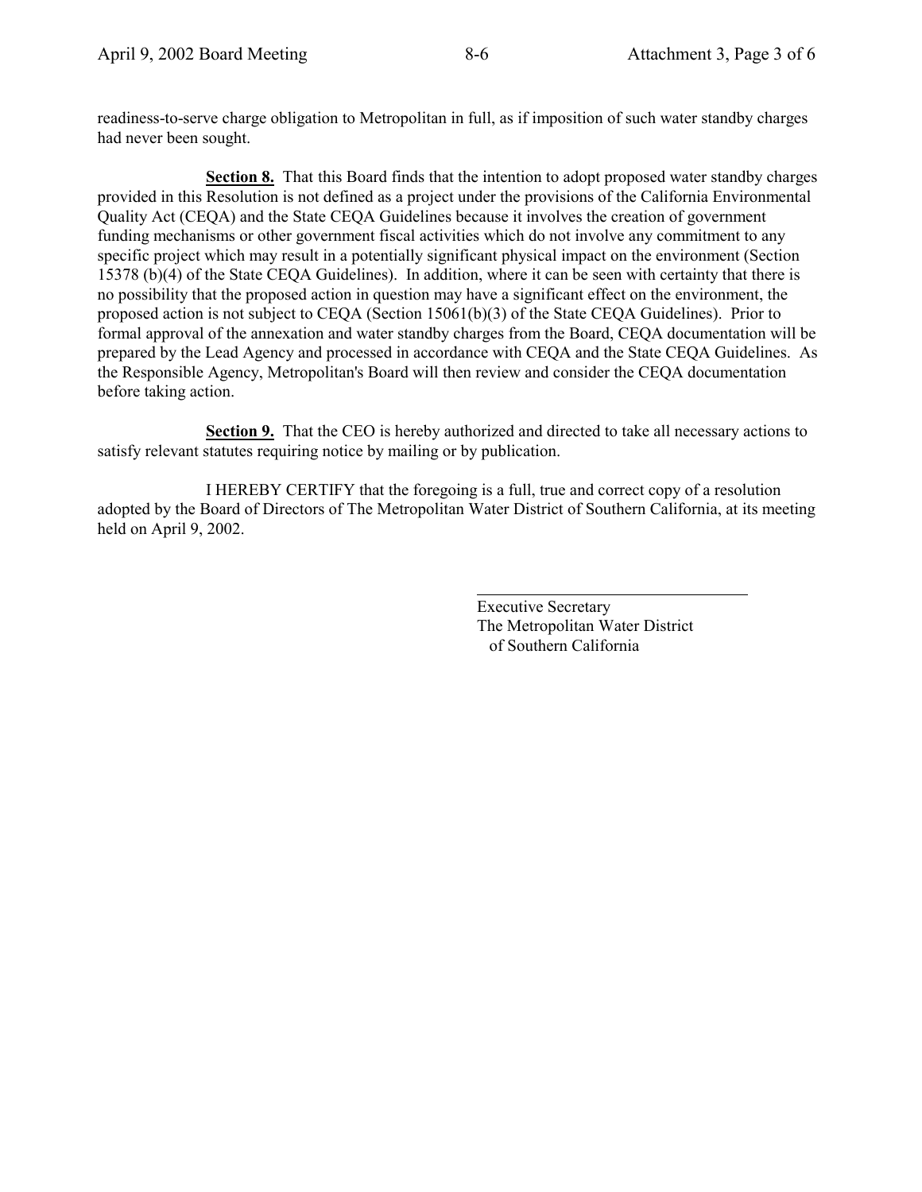readiness-to-serve charge obligation to Metropolitan in full, as if imposition of such water standby charges had never been sought.

**Section 8.** That this Board finds that the intention to adopt proposed water standby charges provided in this Resolution is not defined as a project under the provisions of the California Environmental Quality Act (CEQA) and the State CEQA Guidelines because it involves the creation of government funding mechanisms or other government fiscal activities which do not involve any commitment to any specific project which may result in a potentially significant physical impact on the environment (Section 15378 (b)(4) of the State CEQA Guidelines). In addition, where it can be seen with certainty that there is no possibility that the proposed action in question may have a significant effect on the environment, the proposed action is not subject to CEQA (Section 15061(b)(3) of the State CEQA Guidelines). Prior to formal approval of the annexation and water standby charges from the Board, CEQA documentation will be prepared by the Lead Agency and processed in accordance with CEQA and the State CEQA Guidelines. As the Responsible Agency, Metropolitan's Board will then review and consider the CEQA documentation before taking action.

**Section 9.** That the CEO is hereby authorized and directed to take all necessary actions to satisfy relevant statutes requiring notice by mailing or by publication.

I HEREBY CERTIFY that the foregoing is a full, true and correct copy of a resolution adopted by the Board of Directors of The Metropolitan Water District of Southern California, at its meeting held on April 9, 2002.

Executive Secretary
The Metropolitan Water District
of Southern California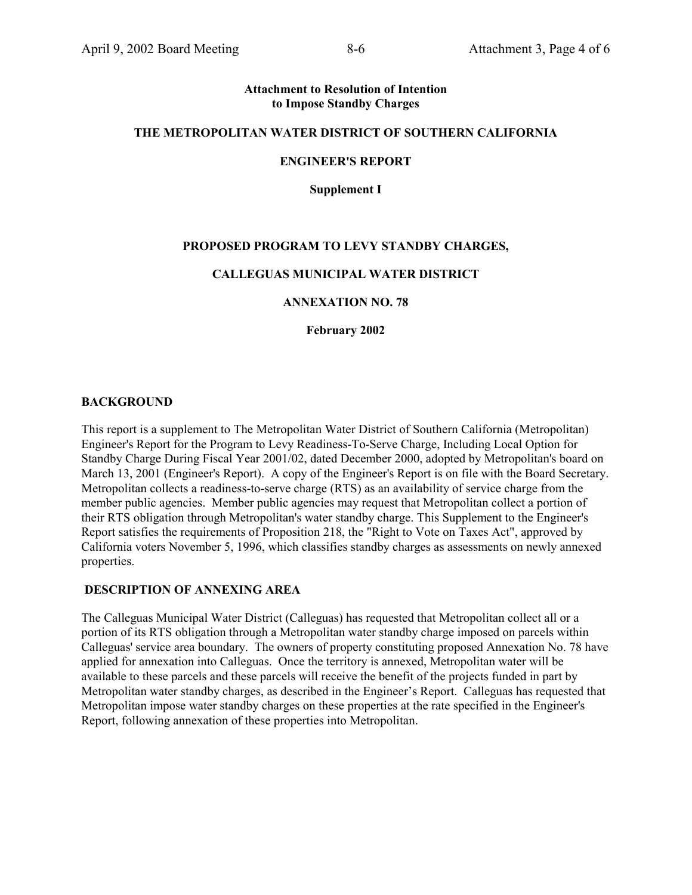**Attachment to Resolution of Intention to Impose Standby Charges**

**THE METROPOLITAN WATER DISTRICT OF SOUTHERN CALIFORNIA**

**ENGINEER'S REPORT**

**Supplement I**

**PROPOSED PROGRAM TO LEVY STANDBY CHARGES,**

**CALLEGUAS MUNICIPAL WATER DISTRICT**

**ANNEXATION NO. 78**

**February 2002**

## BACKGROUND

This report is a supplement to The Metropolitan Water District of Southern California (Metropolitan) Engineer's Report for the Program to Levy Readiness-To-Serve Charge, Including Local Option for Standby Charge During Fiscal Year 2001/02, dated December 2000, adopted by Metropolitan's board on March 13, 2001 (Engineer's Report). A copy of the Engineer's Report is on file with the Board Secretary. Metropolitan collects a readiness-to-serve charge (RTS) as an availability of service charge from the member public agencies. Member public agencies may request that Metropolitan collect a portion of their RTS obligation through Metropolitan's water standby charge. This Supplement to the Engineer's Report satisfies the requirements of Proposition 218, the "Right to Vote on Taxes Act", approved by California voters November 5, 1996, which classifies standby charges as assessments on newly annexed properties.

## DESCRIPTION OF ANNEXING AREA

The Calleguas Municipal Water District (Calleguas) has requested that Metropolitan collect all or a portion of its RTS obligation through a Metropolitan water standby charge imposed on parcels within Calleguas' service area boundary. The owners of property constituting proposed Annexation No. 78 have applied for annexation into Calleguas. Once the territory is annexed, Metropolitan water will be available to these parcels and these parcels will receive the benefit of the projects funded in part by Metropolitan water standby charges, as described in the Engineer's Report. Calleguas has requested that Metropolitan impose water standby charges on these properties at the rate specified in the Engineer's Report, following annexation of these properties into Metropolitan.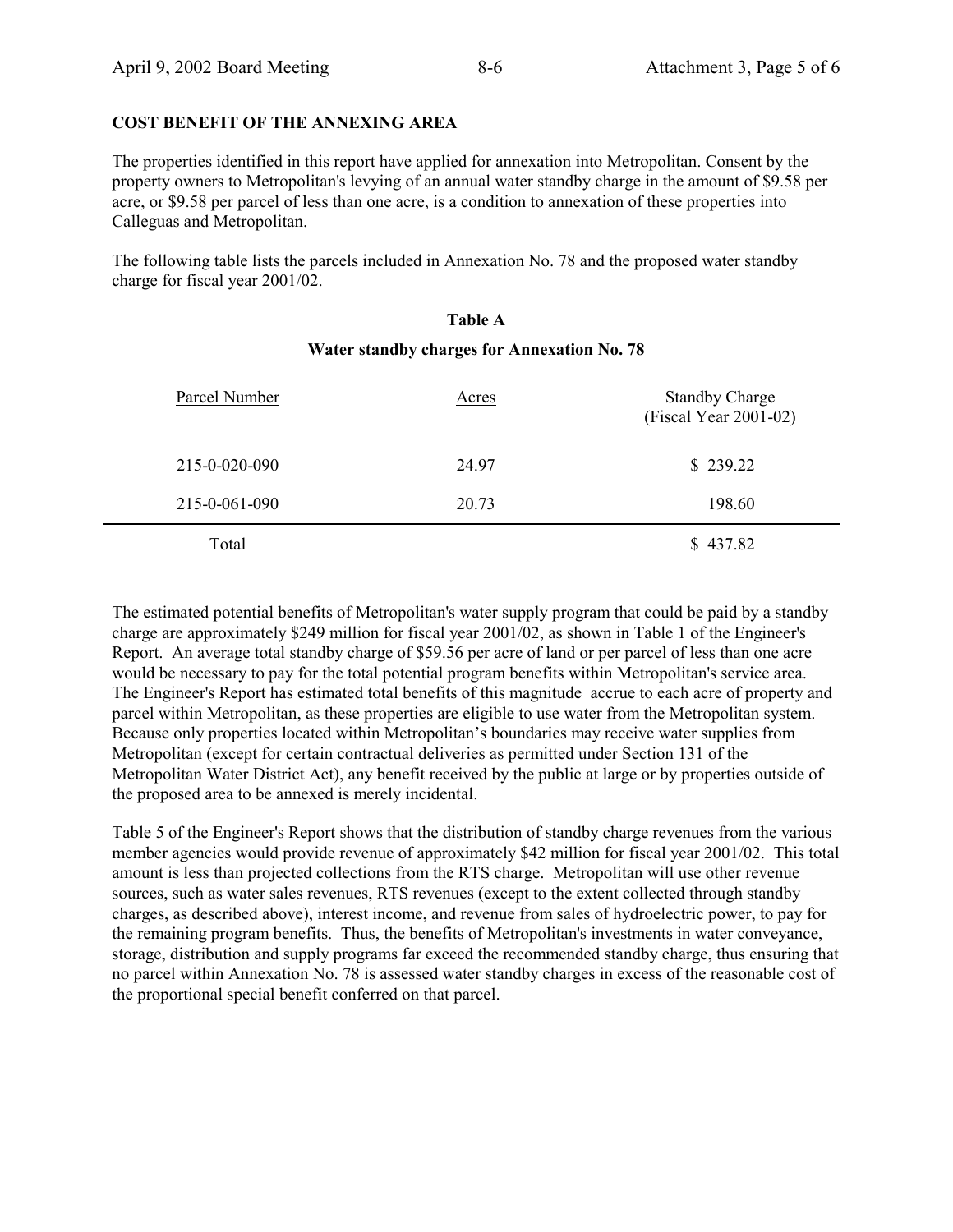**COST BENEFIT OF THE ANNEXING AREA**

The properties identified in this report have applied for annexation into Metropolitan. Consent by the property owners to Metropolitan's levying of an annual water standby charge in the amount of $9.58 per acre, or $9.58 per parcel of less than one acre, is a condition to annexation of these properties into Calleguas and Metropolitan.

The following table lists the parcels included in Annexation No. 78 and the proposed water standby charge for fiscal year 2001/02.

**Table A**

**Water standby charges for Annexation No. 78**

| Parcel Number | Acres | Standby Charge (Fiscal Year 2001-02) |
|---|---|---|
| 215-0-020-090 | 24.97 | $ 239.22 |
| 215-0-061-090 | 20.73 | 198.60 |
| Total | | $ 437.82 |

The estimated potential benefits of Metropolitan's water supply program that could be paid by a standby charge are approximately $249 million for fiscal year 2001/02, as shown in Table 1 of the Engineer's Report. An average total standby charge of $59.56 per acre of land or per parcel of less than one acre would be necessary to pay for the total potential program benefits within Metropolitan's service area. The Engineer's Report has estimated total benefits of this magnitude accrue to each acre of property and parcel within Metropolitan, as these properties are eligible to use water from the Metropolitan system. Because only properties located within Metropolitan's boundaries may receive water supplies from Metropolitan (except for certain contractual deliveries as permitted under Section 131 of the Metropolitan Water District Act), any benefit received by the public at large or by properties outside of the proposed area to be annexed is merely incidental.

Table 5 of the Engineer's Report shows that the distribution of standby charge revenues from the various member agencies would provide revenue of approximately $42 million for fiscal year 2001/02. This total amount is less than projected collections from the RTS charge. Metropolitan will use other revenue sources, such as water sales revenues, RTS revenues (except to the extent collected through standby charges, as described above), interest income, and revenue from sales of hydroelectric power, to pay for the remaining program benefits. Thus, the benefits of Metropolitan's investments in water conveyance, storage, distribution and supply programs far exceed the recommended standby charge, thus ensuring that no parcel within Annexation No. 78 is assessed water standby charges in excess of the reasonable cost of the proportional special benefit conferred on that parcel.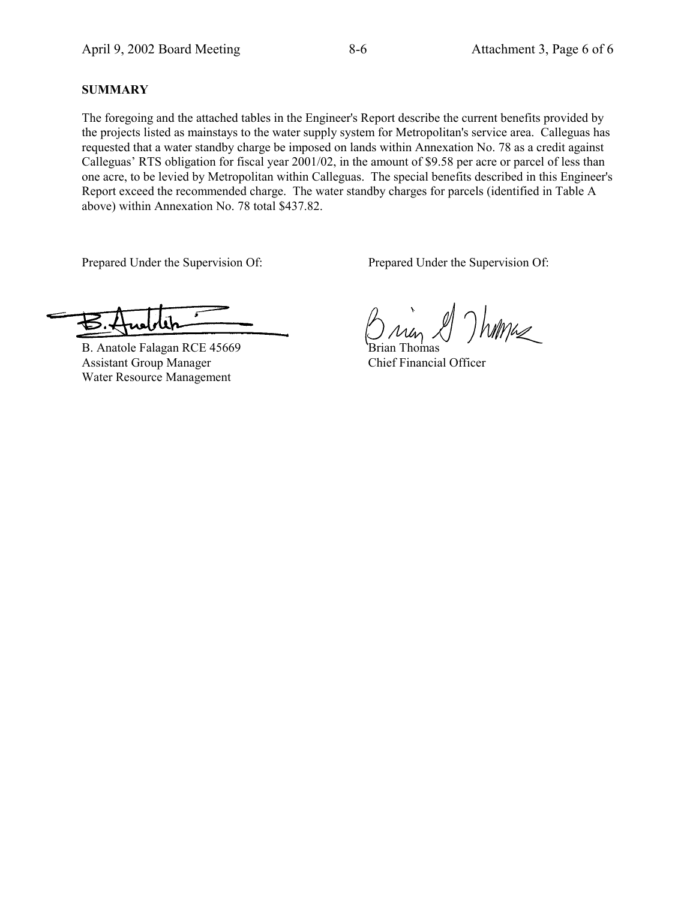**SUMMARY**

The foregoing and the attached tables in the Engineer's Report describe the current benefits provided by the projects listed as mainstays to the water supply system for Metropolitan's service area. Calleguas has requested that a water standby charge be imposed on lands within Annexation No. 78 as a credit against Calleguas' RTS obligation for fiscal year 2001/02, in the amount of $9.58 per acre or parcel of less than one acre, to be levied by Metropolitan within Calleguas. The special benefits described in this Engineer's Report exceed the recommended charge. The water standby charges for parcels (identified in Table A above) within Annexation No. 78 total $437.82.

Prepared Under the Supervision Of:

B. Anatole Falagan RCE 45669
Assistant Group Manager
Water Resource Management

Prepared Under the Supervision Of:

Brian Thomas
Chief Financial Officer